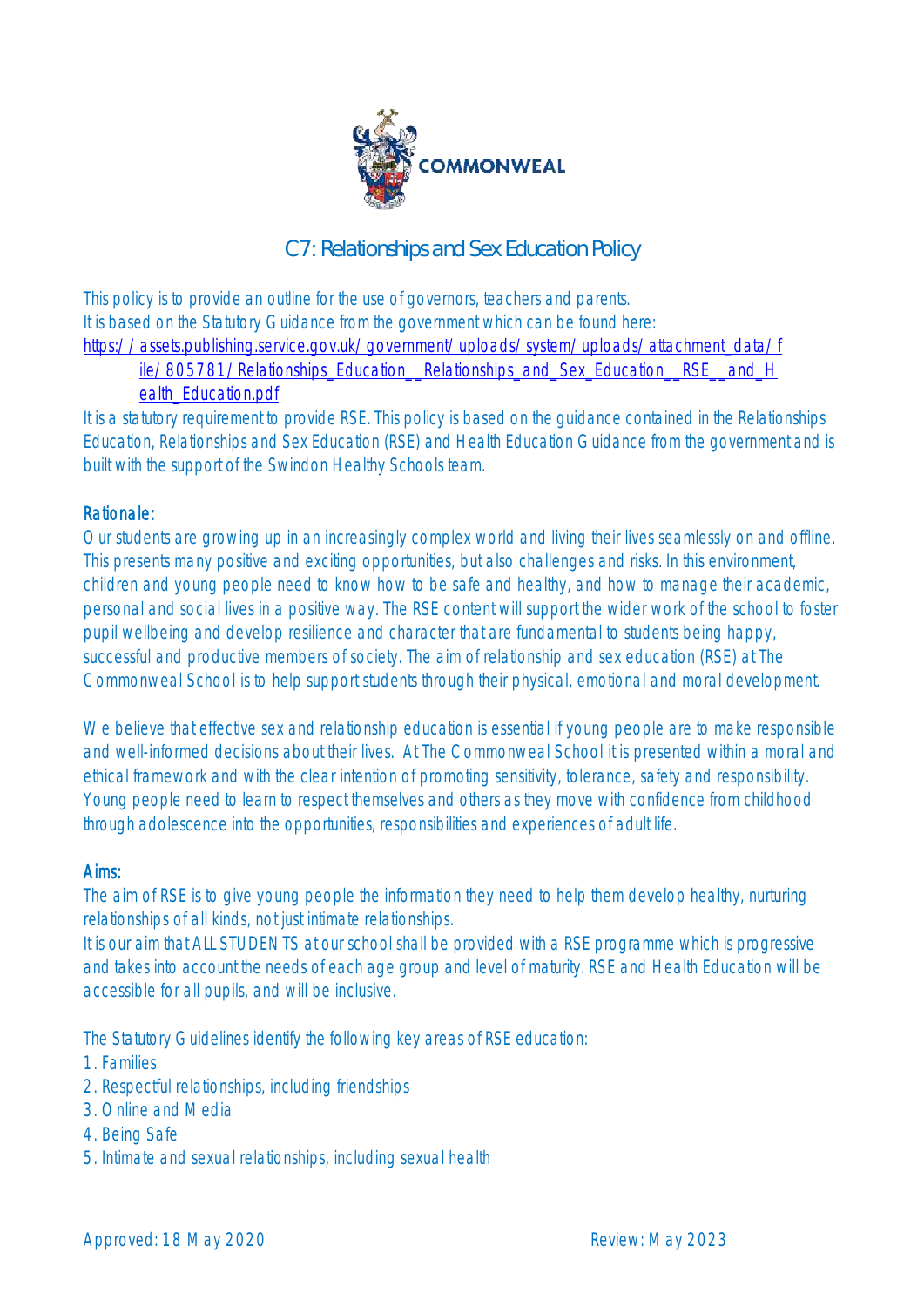# C7: Relationships and Sex Education Policy

This policy is to provide an outline for the use of governors, teachers and parents.
It is based on the Statutory Guidance from the government which can be found here:
[https://assets.publishing.service.gov.uk/government/uploads/system/uploads/attachment_data/file/805781/Relationships_Education__Relationships_and_Sex_Education__RSE__and_Health_Education.pdf](https://assets.publishing.service.gov.uk/government/uploads/system/uploads/attachment_data/file/805781/Relationships_Education__Relationships_and_Sex_Education__RSE__and_Health_Education.pdf)
It is a statutory requirement to provide RSE. This policy is based on the guidance contained in the Relationships Education, Relationships and Sex Education (RSE) and Health Education Guidance from the government and is built with the support of the Swindon Healthy Schools team.

## Rationale:

Our students are growing up in an increasingly complex world and living their lives seamlessly on and offline. This presents many positive and exciting opportunities, but also challenges and risks. In this environment, children and young people need to know how to be safe and healthy, and how to manage their academic, personal and social lives in a positive way. The RSE content will support the wider work of the school to foster pupil wellbeing and develop resilience and character that are fundamental to students being happy, successful and productive members of society. The aim of relationship and sex education (RSE) at The Commonweal School is to help support students through their physical, emotional and moral development.

We believe that effective sex and relationship education is essential if young people are to make responsible and well-informed decisions about their lives. At The Commonweal School it is presented within a moral and ethical framework and with the clear intention of promoting sensitivity, tolerance, safety and responsibility. Young people need to learn to respect themselves and others as they move with confidence from childhood through adolescence into the opportunities, responsibilities and experiences of adult life.

## Aims:

The aim of RSE is to give young people the information they need to help them develop healthy, nurturing relationships of all kinds, not just intimate relationships.
It is our aim that ALL STUDENTS at our school shall be provided with a RSE programme which is progressive and takes into account the needs of each age group and level of maturity. RSE and Health Education will be accessible for all pupils, and will be inclusive.

The Statutory Guidelines identify the following key areas of RSE education:

1. Families
2. Respectful relationships, including friendships
3. Online and Media
4. Being Safe
5. Intimate and sexual relationships, including sexual health

Approved: 18 May 2020 Review: May 2023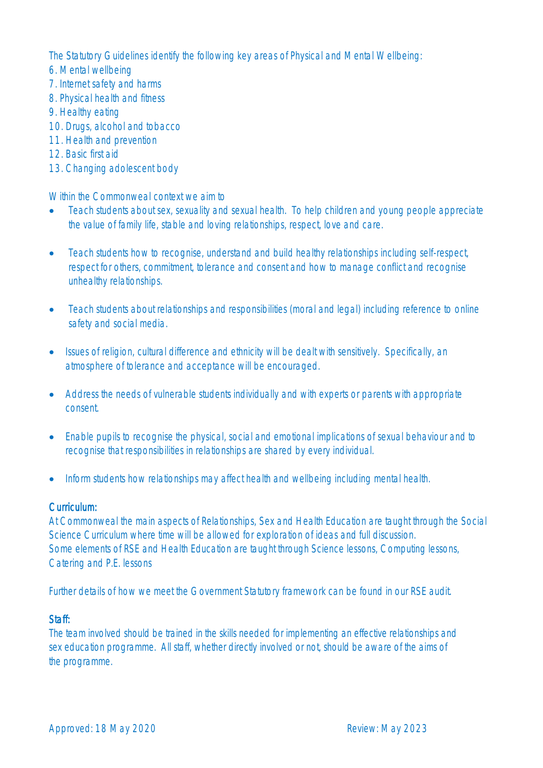The Statutory Guidelines identify the following key areas of Physical and Mental Wellbeing:

6. Mental wellbeing
7. Internet safety and harms
8. Physical health and fitness
9. Healthy eating
10. Drugs, alcohol and tobacco
11. Health and prevention
12. Basic first aid
13. Changing adolescent body

Within the Commonweal context we aim to

- Teach students about sex, sexuality and sexual health. To help children and young people appreciate the value of family life, stable and loving relationships, respect, love and care.
- Teach students how to recognise, understand and build healthy relationships including self-respect, respect for others, commitment, tolerance and consent and how to manage conflict and recognise unhealthy relationships.
- Teach students about relationships and responsibilities (moral and legal) including reference to online safety and social media.
- Issues of religion, cultural difference and ethnicity will be dealt with sensitively. Specifically, an atmosphere of tolerance and acceptance will be encouraged.
- Address the needs of vulnerable students individually and with experts or parents with appropriate consent.
- Enable pupils to recognise the physical, social and emotional implications of sexual behaviour and to recognise that responsibilities in relationships are shared by every individual.
- Inform students how relationships may affect health and wellbeing including mental health.

## Curriculum:

At Commonweal the main aspects of Relationships, Sex and Health Education are taught through the Social Science Curriculum where time will be allowed for exploration of ideas and full discussion.
Some elements of RSE and Health Education are taught through Science lessons, Computing lessons, Catering and P.E. lessons

Further details of how we meet the Government Statutory framework can be found in our RSE audit.

## Staff:

The team involved should be trained in the skills needed for implementing an effective relationships and sex education programme. All staff, whether directly involved or not, should be aware of the aims of the programme.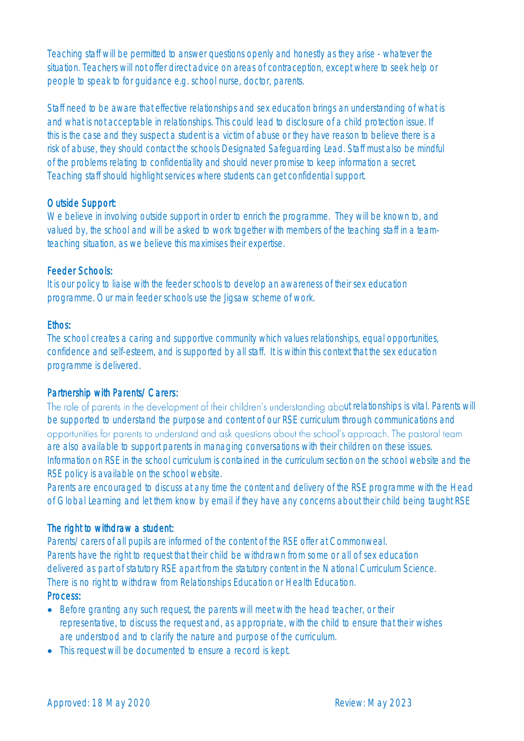Teaching staff will be permitted to answer questions openly and honestly as they arise - whatever the situation. Teachers will not offer direct advice on areas of contraception, except where to seek help or people to speak to for guidance e.g. school nurse, doctor, parents.

Staff need to be aware that effective relationships and sex education brings an understanding of what is and what is not acceptable in relationships. This could lead to disclosure of a child protection issue. If this is the case and they suspect a student is a victim of abuse or they have reason to believe there is a risk of abuse, they should contact the schools Designated Safeguarding Lead. Staff must also be mindful of the problems relating to confidentiality and should never promise to keep information a secret. Teaching staff should highlight services where students can get confidential support.

**Outside Support:**
We believe in involving outside support in order to enrich the programme. They will be known to, and valued by, the school and will be asked to work together with members of the teaching staff in a team-teaching situation, as we believe this maximises their expertise.

**Feeder Schools:**
It is our policy to liaise with the feeder schools to develop an awareness of their sex education programme. Our main feeder schools use the Jigsaw scheme of work.

**Ethos:**
The school creates a caring and supportive community which values relationships, equal opportunities, confidence and self-esteem, and is supported by all staff. It is within this context that the sex education programme is delivered.

**Partnership with Parents/Carers:**
The role of parents in the development of their children's understanding about relationships is vital. Parents will be supported to understand the purpose and content of our RSE curriculum through communications and opportunities for parents to understand and ask questions about the school's approach. The pastoral team are also available to support parents in managing conversations with their children on these issues. Information on RSE in the school curriculum is contained in the curriculum section on the school website and the RSE policy is available on the school website.
Parents are encouraged to discuss at any time the content and delivery of the RSE programme with the Head of Global Learning and let them know by email if they have any concerns about their child being taught RSE

**The right to withdraw a student:**
Parents/carers of all pupils are informed of the content of the RSE offer at Commonweal.
Parents have the right to request that their child be withdrawn from some or all of sex education delivered as part of statutory RSE apart from the statutory content in the National Curriculum Science.
There is no right to withdraw from Relationships Education or Health Education.

**Process:**

- Before granting any such request, the parents will meet with the head teacher, or their representative, to discuss the request and, as appropriate, with the child to ensure that their wishes are understood and to clarify the nature and purpose of the curriculum.
- This request will be documented to ensure a record is kept.

Approved: 18 May 2020 Review: May 2023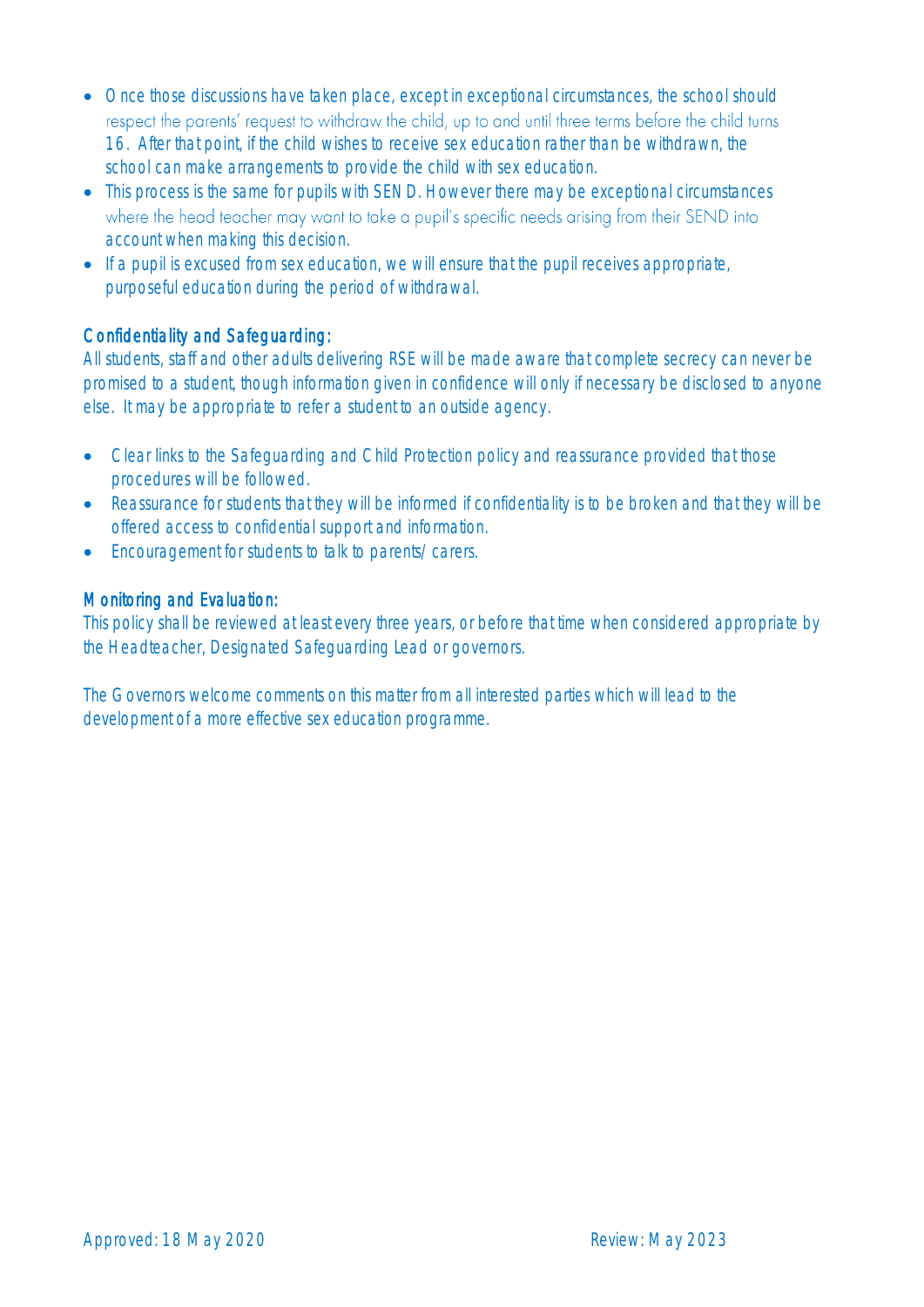- Once those discussions have taken place, except in exceptional circumstances, the school should respect the parents' request to withdraw the child, up to and until three terms before the child turns 16. After that point, if the child wishes to receive sex education rather than be withdrawn, the school can make arrangements to provide the child with sex education.
- This process is the same for pupils with SEND. However there may be exceptional circumstances where the head teacher may want to take a pupil's specific needs arising from their SEND into account when making this decision.
- If a pupil is excused from sex education, we will ensure that the pupil receives appropriate, purposeful education during the period of withdrawal.

## Confidentiality and Safeguarding:

All students, staff and other adults delivering RSE will be made aware that complete secrecy can never be promised to a student, though information given in confidence will only if necessary be disclosed to anyone else. It may be appropriate to refer a student to an outside agency.

- Clear links to the Safeguarding and Child Protection policy and reassurance provided that those procedures will be followed.
- Reassurance for students that they will be informed if confidentiality is to be broken and that they will be offered access to confidential support and information.
- Encouragement for students to talk to parents/ carers.

## Monitoring and Evaluation:

This policy shall be reviewed at least every three years, or before that time when considered appropriate by the Headteacher, Designated Safeguarding Lead or governors.

The Governors welcome comments on this matter from all interested parties which will lead to the development of a more effective sex education programme.

Approved: 18 May 2020 Review: May 2023